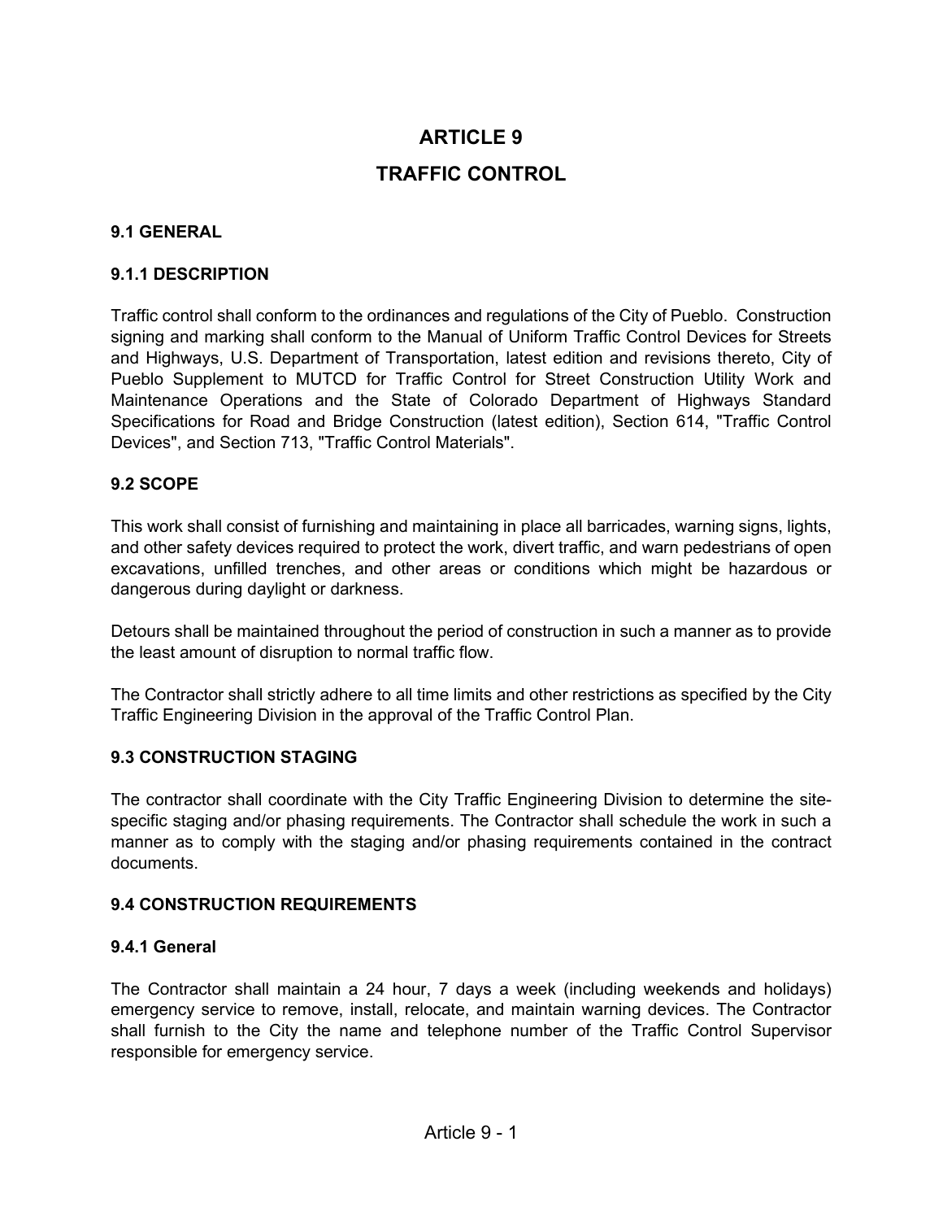# ARTICLE 9

# TRAFFIC CONTROL

### 9.1 GENERAL

### 9.1.1 DESCRIPTION

Traffic control shall conform to the ordinances and regulations of the City of Pueblo. Construction signing and marking shall conform to the Manual of Uniform Traffic Control Devices for Streets and Highways, U.S. Department of Transportation, latest edition and revisions thereto, City of Pueblo Supplement to MUTCD for Traffic Control for Street Construction Utility Work and Maintenance Operations and the State of Colorado Department of Highways Standard Specifications for Road and Bridge Construction (latest edition), Section 614, "Traffic Control Devices", and Section 713, "Traffic Control Materials".

### 9.2 SCOPE

This work shall consist of furnishing and maintaining in place all barricades, warning signs, lights, and other safety devices required to protect the work, divert traffic, and warn pedestrians of open excavations, unfilled trenches, and other areas or conditions which might be hazardous or dangerous during daylight or darkness.

Detours shall be maintained throughout the period of construction in such a manner as to provide the least amount of disruption to normal traffic flow.

The Contractor shall strictly adhere to all time limits and other restrictions as specified by the City Traffic Engineering Division in the approval of the Traffic Control Plan.

### 9.3 CONSTRUCTION STAGING

The contractor shall coordinate with the City Traffic Engineering Division to determine the site-specific staging and/or phasing requirements. The Contractor shall schedule the work in such a manner as to comply with the staging and/or phasing requirements contained in the contract documents.

### 9.4 CONSTRUCTION REQUIREMENTS

#### 9.4.1 General

The Contractor shall maintain a 24 hour, 7 days a week (including weekends and holidays) emergency service to remove, install, relocate, and maintain warning devices. The Contractor shall furnish to the City the name and telephone number of the Traffic Control Supervisor responsible for emergency service.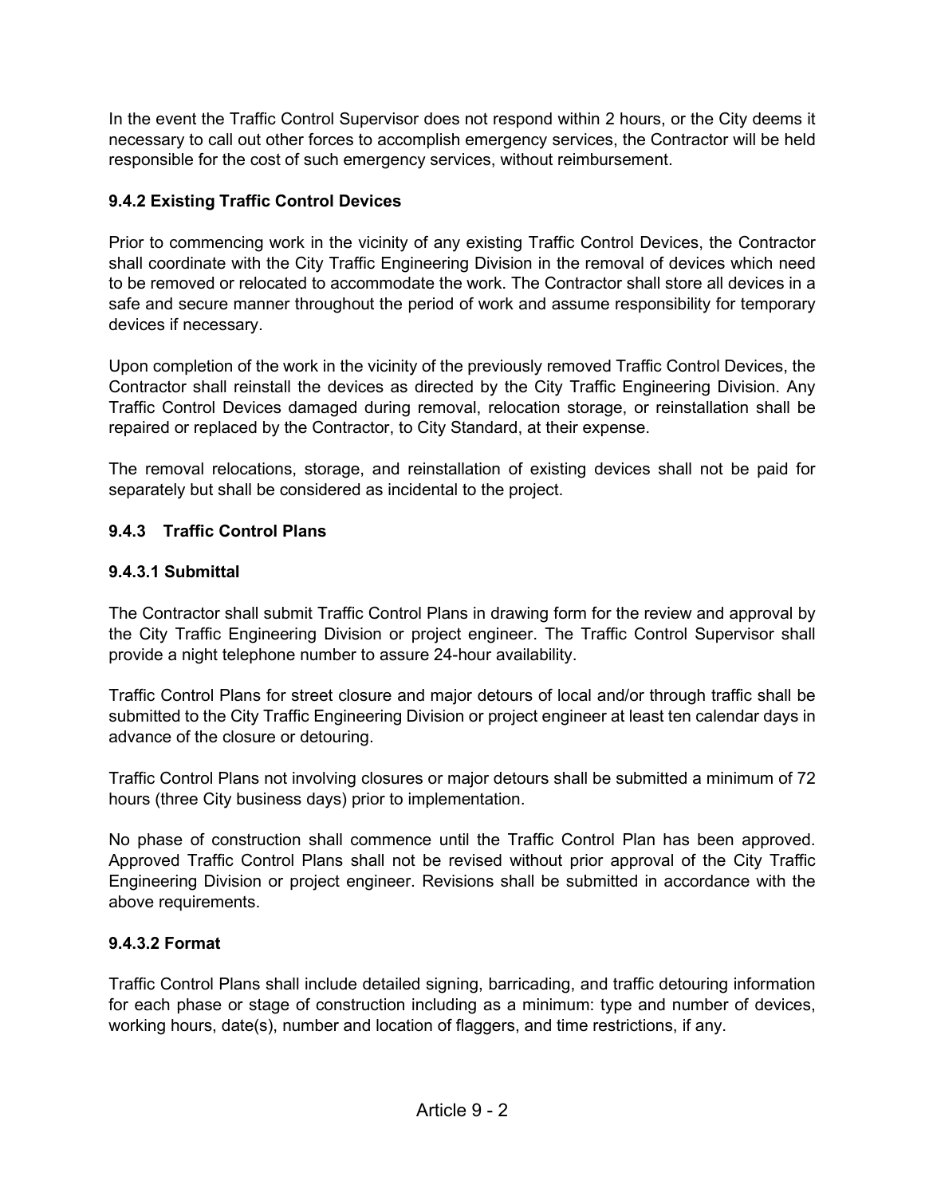In the event the Traffic Control Supervisor does not respond within 2 hours, or the City deems it necessary to call out other forces to accomplish emergency services, the Contractor will be held responsible for the cost of such emergency services, without reimbursement.

### 9.4.2 Existing Traffic Control Devices

Prior to commencing work in the vicinity of any existing Traffic Control Devices, the Contractor shall coordinate with the City Traffic Engineering Division in the removal of devices which need to be removed or relocated to accommodate the work. The Contractor shall store all devices in a safe and secure manner throughout the period of work and assume responsibility for temporary devices if necessary.

Upon completion of the work in the vicinity of the previously removed Traffic Control Devices, the Contractor shall reinstall the devices as directed by the City Traffic Engineering Division. Any Traffic Control Devices damaged during removal, relocation storage, or reinstallation shall be repaired or replaced by the Contractor, to City Standard, at their expense.

The removal relocations, storage, and reinstallation of existing devices shall not be paid for separately but shall be considered as incidental to the project.

### 9.4.3 Traffic Control Plans

#### 9.4.3.1 Submittal

The Contractor shall submit Traffic Control Plans in drawing form for the review and approval by the City Traffic Engineering Division or project engineer. The Traffic Control Supervisor shall provide a night telephone number to assure 24-hour availability.

Traffic Control Plans for street closure and major detours of local and/or through traffic shall be submitted to the City Traffic Engineering Division or project engineer at least ten calendar days in advance of the closure or detouring.

Traffic Control Plans not involving closures or major detours shall be submitted a minimum of 72 hours (three City business days) prior to implementation.

No phase of construction shall commence until the Traffic Control Plan has been approved. Approved Traffic Control Plans shall not be revised without prior approval of the City Traffic Engineering Division or project engineer. Revisions shall be submitted in accordance with the above requirements.

#### 9.4.3.2 Format

Traffic Control Plans shall include detailed signing, barricading, and traffic detouring information for each phase or stage of construction including as a minimum: type and number of devices, working hours, date(s), number and location of flaggers, and time restrictions, if any.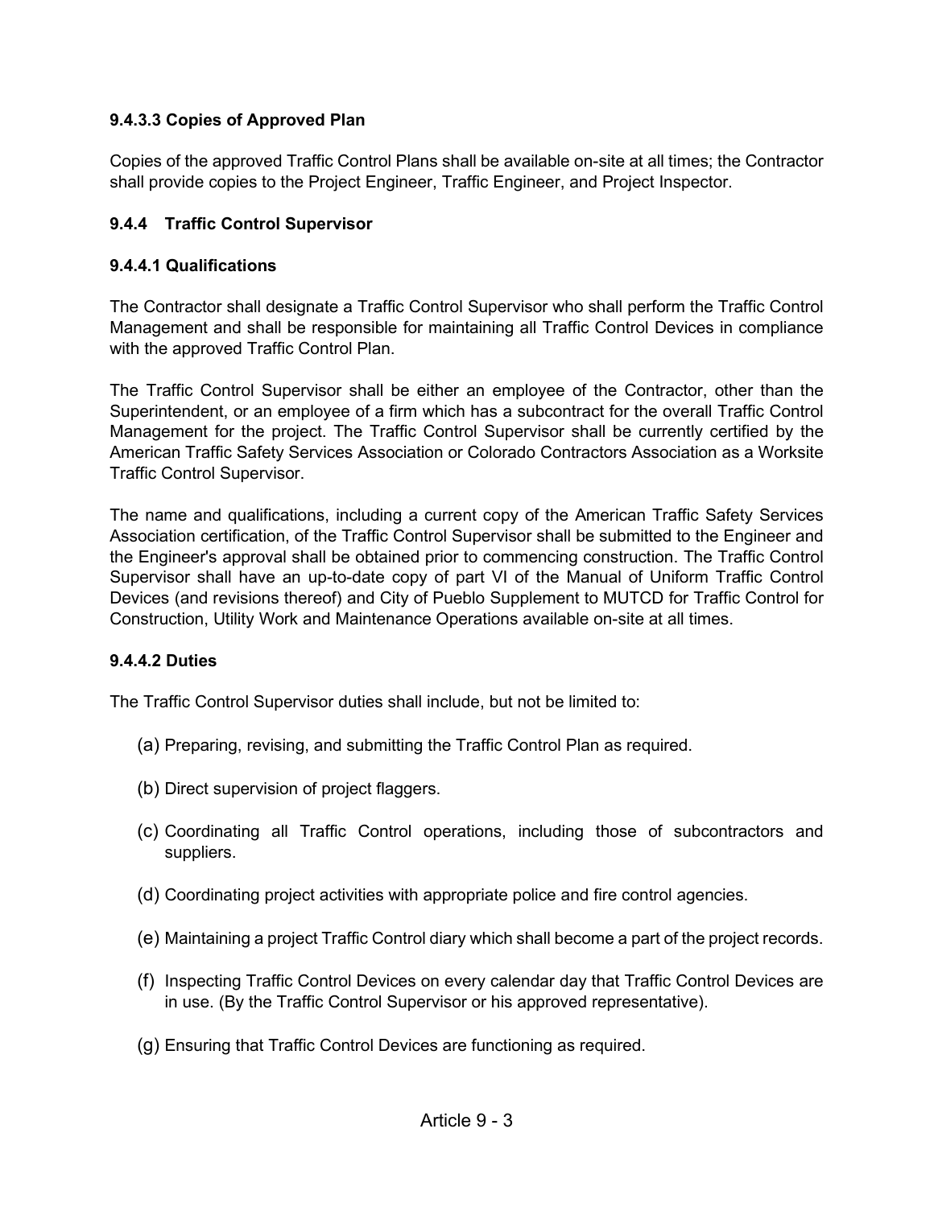#### 9.4.3.3 Copies of Approved Plan

Copies of the approved Traffic Control Plans shall be available on-site at all times; the Contractor shall provide copies to the Project Engineer, Traffic Engineer, and Project Inspector.

### 9.4.4 Traffic Control Supervisor

#### 9.4.4.1 Qualifications

The Contractor shall designate a Traffic Control Supervisor who shall perform the Traffic Control Management and shall be responsible for maintaining all Traffic Control Devices in compliance with the approved Traffic Control Plan.

The Traffic Control Supervisor shall be either an employee of the Contractor, other than the Superintendent, or an employee of a firm which has a subcontract for the overall Traffic Control Management for the project. The Traffic Control Supervisor shall be currently certified by the American Traffic Safety Services Association or Colorado Contractors Association as a Worksite Traffic Control Supervisor.

The name and qualifications, including a current copy of the American Traffic Safety Services Association certification, of the Traffic Control Supervisor shall be submitted to the Engineer and the Engineer's approval shall be obtained prior to commencing construction. The Traffic Control Supervisor shall have an up-to-date copy of part VI of the Manual of Uniform Traffic Control Devices (and revisions thereof) and City of Pueblo Supplement to MUTCD for Traffic Control for Construction, Utility Work and Maintenance Operations available on-site at all times.

#### 9.4.4.2 Duties

The Traffic Control Supervisor duties shall include, but not be limited to:

(a) Preparing, revising, and submitting the Traffic Control Plan as required.

(b) Direct supervision of project flaggers.

(c) Coordinating all Traffic Control operations, including those of subcontractors and suppliers.

(d) Coordinating project activities with appropriate police and fire control agencies.

(e) Maintaining a project Traffic Control diary which shall become a part of the project records.

(f) Inspecting Traffic Control Devices on every calendar day that Traffic Control Devices are in use. (By the Traffic Control Supervisor or his approved representative).

(g) Ensuring that Traffic Control Devices are functioning as required.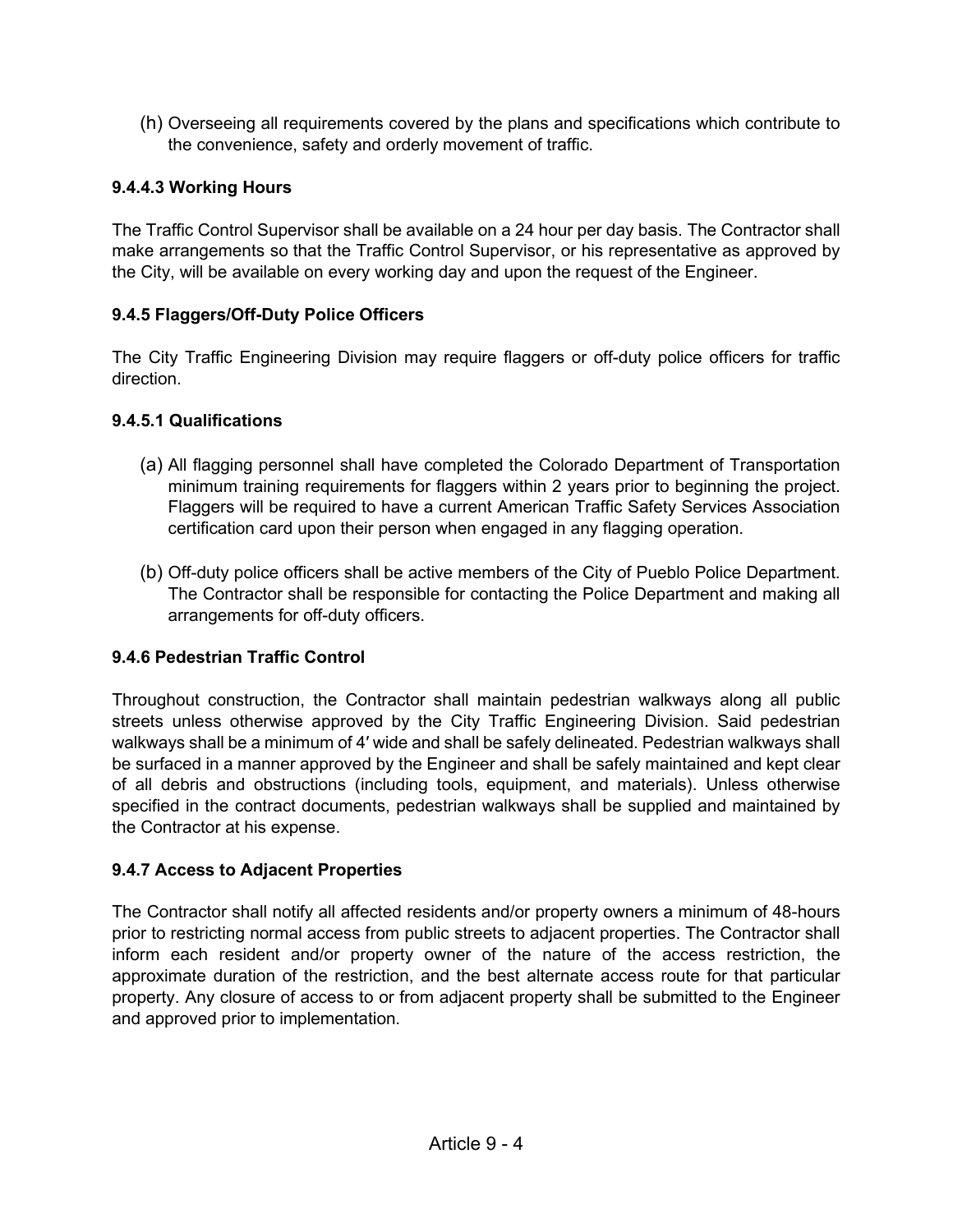(h) Overseeing all requirements covered by the plans and specifications which contribute to the convenience, safety and orderly movement of traffic.

#### 9.4.4.3 Working Hours

The Traffic Control Supervisor shall be available on a 24 hour per day basis. The Contractor shall make arrangements so that the Traffic Control Supervisor, or his representative as approved by the City, will be available on every working day and upon the request of the Engineer.

### 9.4.5 Flaggers/Off-Duty Police Officers

The City Traffic Engineering Division may require flaggers or off-duty police officers for traffic direction.

#### 9.4.5.1 Qualifications

(a) All flagging personnel shall have completed the Colorado Department of Transportation minimum training requirements for flaggers within 2 years prior to beginning the project. Flaggers will be required to have a current American Traffic Safety Services Association certification card upon their person when engaged in any flagging operation.

(b) Off-duty police officers shall be active members of the City of Pueblo Police Department. The Contractor shall be responsible for contacting the Police Department and making all arrangements for off-duty officers.

### 9.4.6 Pedestrian Traffic Control

Throughout construction, the Contractor shall maintain pedestrian walkways along all public streets unless otherwise approved by the City Traffic Engineering Division. Said pedestrian walkways shall be a minimum of 4′ wide and shall be safely delineated. Pedestrian walkways shall be surfaced in a manner approved by the Engineer and shall be safely maintained and kept clear of all debris and obstructions (including tools, equipment, and materials). Unless otherwise specified in the contract documents, pedestrian walkways shall be supplied and maintained by the Contractor at his expense.

### 9.4.7 Access to Adjacent Properties

The Contractor shall notify all affected residents and/or property owners a minimum of 48-hours prior to restricting normal access from public streets to adjacent properties. The Contractor shall inform each resident and/or property owner of the nature of the access restriction, the approximate duration of the restriction, and the best alternate access route for that particular property. Any closure of access to or from adjacent property shall be submitted to the Engineer and approved prior to implementation.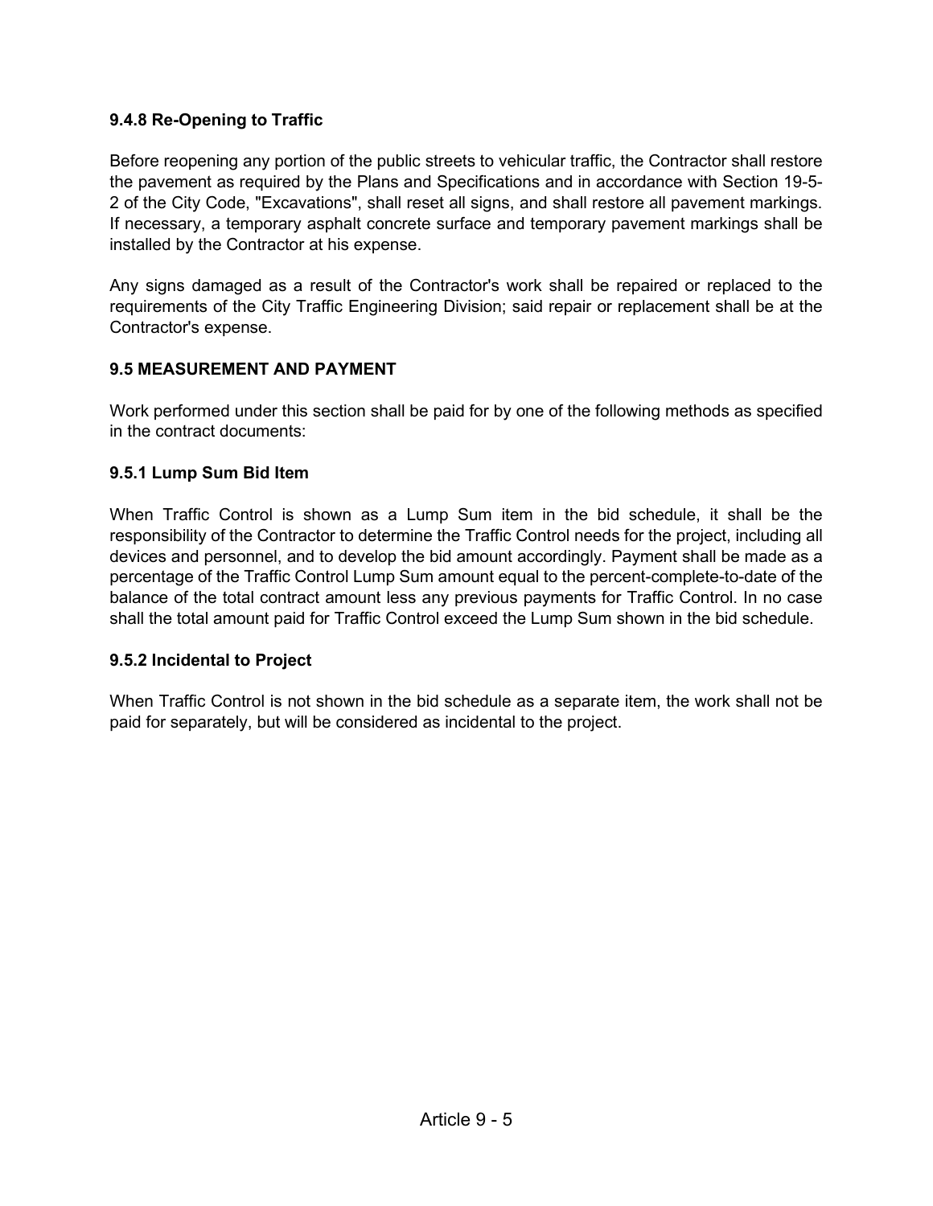### 9.4.8 Re-Opening to Traffic

Before reopening any portion of the public streets to vehicular traffic, the Contractor shall restore the pavement as required by the Plans and Specifications and in accordance with Section 19-5-2 of the City Code, "Excavations", shall reset all signs, and shall restore all pavement markings. If necessary, a temporary asphalt concrete surface and temporary pavement markings shall be installed by the Contractor at his expense.

Any signs damaged as a result of the Contractor's work shall be repaired or replaced to the requirements of the City Traffic Engineering Division; said repair or replacement shall be at the Contractor's expense.

## 9.5 MEASUREMENT AND PAYMENT

Work performed under this section shall be paid for by one of the following methods as specified in the contract documents:

### 9.5.1 Lump Sum Bid Item

When Traffic Control is shown as a Lump Sum item in the bid schedule, it shall be the responsibility of the Contractor to determine the Traffic Control needs for the project, including all devices and personnel, and to develop the bid amount accordingly. Payment shall be made as a percentage of the Traffic Control Lump Sum amount equal to the percent-complete-to-date of the balance of the total contract amount less any previous payments for Traffic Control. In no case shall the total amount paid for Traffic Control exceed the Lump Sum shown in the bid schedule.

### 9.5.2 Incidental to Project

When Traffic Control is not shown in the bid schedule as a separate item, the work shall not be paid for separately, but will be considered as incidental to the project.